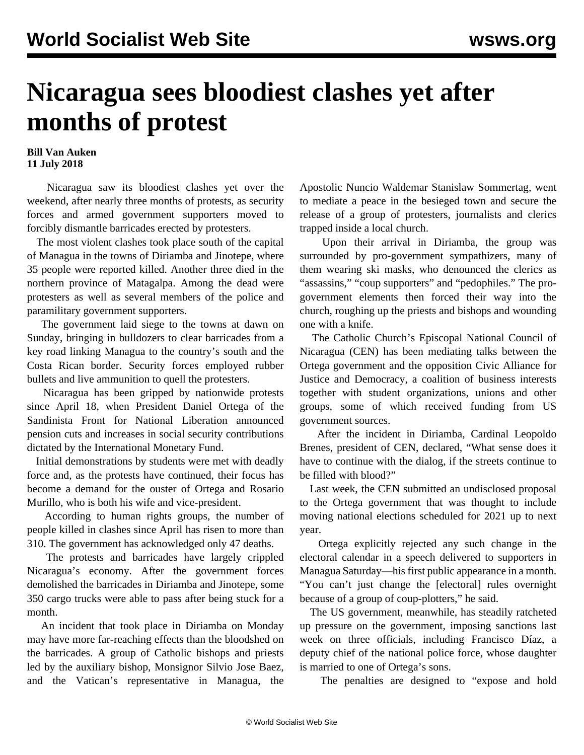# Nicaragua sees bloodiest clashes yet after months of protest

**Bill Van Auken**
**11 July 2018**

Nicaragua saw its bloodiest clashes yet over the weekend, after nearly three months of protests, as security forces and armed government supporters moved to forcibly dismantle barricades erected by protesters.

The most violent clashes took place south of the capital of Managua in the towns of Diriamba and Jinotepe, where 35 people were reported killed. Another three died in the northern province of Matagalpa. Among the dead were protesters as well as several members of the police and paramilitary government supporters.

The government laid siege to the towns at dawn on Sunday, bringing in bulldozers to clear barricades from a key road linking Managua to the country's south and the Costa Rican border. Security forces employed rubber bullets and live ammunition to quell the protesters.

Nicaragua has been gripped by nationwide protests since April 18, when President Daniel Ortega of the Sandinista Front for National Liberation announced pension cuts and increases in social security contributions dictated by the International Monetary Fund.

Initial demonstrations by students were met with deadly force and, as the protests have continued, their focus has become a demand for the ouster of Ortega and Rosario Murillo, who is both his wife and vice-president.

According to human rights groups, the number of people killed in clashes since April has risen to more than 310. The government has acknowledged only 47 deaths.

The protests and barricades have largely crippled Nicaragua's economy. After the government forces demolished the barricades in Diriamba and Jinotepe, some 350 cargo trucks were able to pass after being stuck for a month.

An incident that took place in Diriamba on Monday may have more far-reaching effects than the bloodshed on the barricades. A group of Catholic bishops and priests led by the auxiliary bishop, Monsignor Silvio Jose Baez, and the Vatican's representative in Managua, the Apostolic Nuncio Waldemar Stanislaw Sommertag, went to mediate a peace in the besieged town and secure the release of a group of protesters, journalists and clerics trapped inside a local church.

Upon their arrival in Diriamba, the group was surrounded by pro-government sympathizers, many of them wearing ski masks, who denounced the clerics as "assassins," "coup supporters" and "pedophiles." The pro-government elements then forced their way into the church, roughing up the priests and bishops and wounding one with a knife.

The Catholic Church's Episcopal National Council of Nicaragua (CEN) has been mediating talks between the Ortega government and the opposition Civic Alliance for Justice and Democracy, a coalition of business interests together with student organizations, unions and other groups, some of which received funding from US government sources.

After the incident in Diriamba, Cardinal Leopoldo Brenes, president of CEN, declared, "What sense does it have to continue with the dialog, if the streets continue to be filled with blood?"

Last week, the CEN submitted an undisclosed proposal to the Ortega government that was thought to include moving national elections scheduled for 2021 up to next year.

Ortega explicitly rejected any such change in the electoral calendar in a speech delivered to supporters in Managua Saturday—his first public appearance in a month. "You can't just change the [electoral] rules overnight because of a group of coup-plotters," he said.

The US government, meanwhile, has steadily ratcheted up pressure on the government, imposing sanctions last week on three officials, including Francisco Díaz, a deputy chief of the national police force, whose daughter is married to one of Ortega's sons.

The penalties are designed to "expose and hold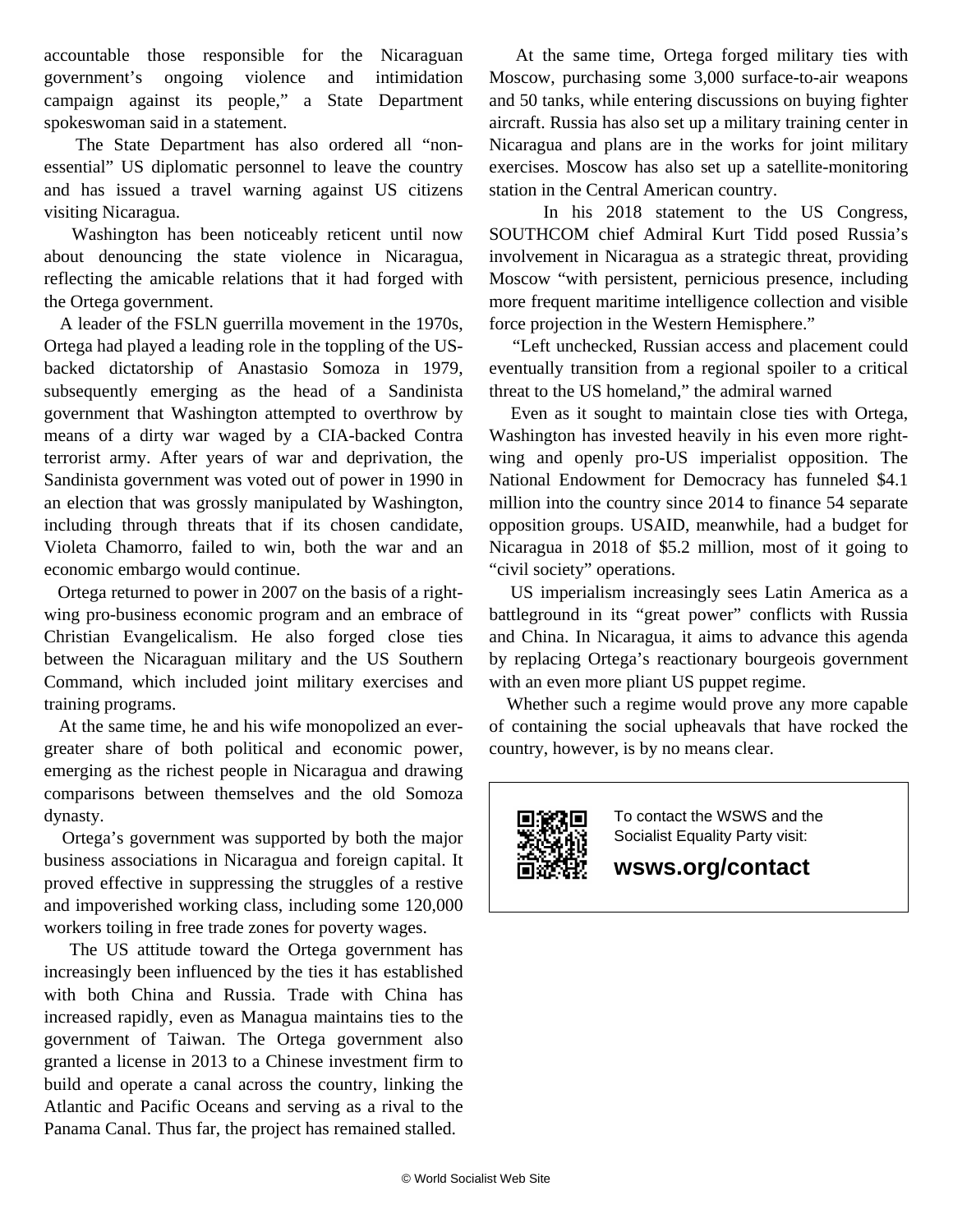accountable those responsible for the Nicaraguan government's ongoing violence and intimidation campaign against its people," a State Department spokeswoman said in a statement.

The State Department has also ordered all "non-essential" US diplomatic personnel to leave the country and has issued a travel warning against US citizens visiting Nicaragua.

Washington has been noticeably reticent until now about denouncing the state violence in Nicaragua, reflecting the amicable relations that it had forged with the Ortega government.

A leader of the FSLN guerrilla movement in the 1970s, Ortega had played a leading role in the toppling of the US-backed dictatorship of Anastasio Somoza in 1979, subsequently emerging as the head of a Sandinista government that Washington attempted to overthrow by means of a dirty war waged by a CIA-backed Contra terrorist army. After years of war and deprivation, the Sandinista government was voted out of power in 1990 in an election that was grossly manipulated by Washington, including through threats that if its chosen candidate, Violeta Chamorro, failed to win, both the war and an economic embargo would continue.

Ortega returned to power in 2007 on the basis of a right-wing pro-business economic program and an embrace of Christian Evangelicalism. He also forged close ties between the Nicaraguan military and the US Southern Command, which included joint military exercises and training programs.

At the same time, he and his wife monopolized an ever-greater share of both political and economic power, emerging as the richest people in Nicaragua and drawing comparisons between themselves and the old Somoza dynasty.

Ortega's government was supported by both the major business associations in Nicaragua and foreign capital. It proved effective in suppressing the struggles of a restive and impoverished working class, including some 120,000 workers toiling in free trade zones for poverty wages.

The US attitude toward the Ortega government has increasingly been influenced by the ties it has established with both China and Russia. Trade with China has increased rapidly, even as Managua maintains ties to the government of Taiwan. The Ortega government also granted a license in 2013 to a Chinese investment firm to build and operate a canal across the country, linking the Atlantic and Pacific Oceans and serving as a rival to the Panama Canal. Thus far, the project has remained stalled.

At the same time, Ortega forged military ties with Moscow, purchasing some 3,000 surface-to-air weapons and 50 tanks, while entering discussions on buying fighter aircraft. Russia has also set up a military training center in Nicaragua and plans are in the works for joint military exercises. Moscow has also set up a satellite-monitoring station in the Central American country.

In his 2018 statement to the US Congress, SOUTHCOM chief Admiral Kurt Tidd posed Russia's involvement in Nicaragua as a strategic threat, providing Moscow "with persistent, pernicious presence, including more frequent maritime intelligence collection and visible force projection in the Western Hemisphere."

"Left unchecked, Russian access and placement could eventually transition from a regional spoiler to a critical threat to the US homeland," the admiral warned

Even as it sought to maintain close ties with Ortega, Washington has invested heavily in his even more right-wing and openly pro-US imperialist opposition. The National Endowment for Democracy has funneled $4.1 million into the country since 2014 to finance 54 separate opposition groups. USAID, meanwhile, had a budget for Nicaragua in 2018 of $5.2 million, most of it going to "civil society" operations.

US imperialism increasingly sees Latin America as a battleground in its "great power" conflicts with Russia and China. In Nicaragua, it aims to advance this agenda by replacing Ortega's reactionary bourgeois government with an even more pliant US puppet regime.

Whether such a regime would prove any more capable of containing the social upheavals that have rocked the country, however, is by no means clear.

To contact the WSWS and the Socialist Equality Party visit:

**wsws.org/contact**